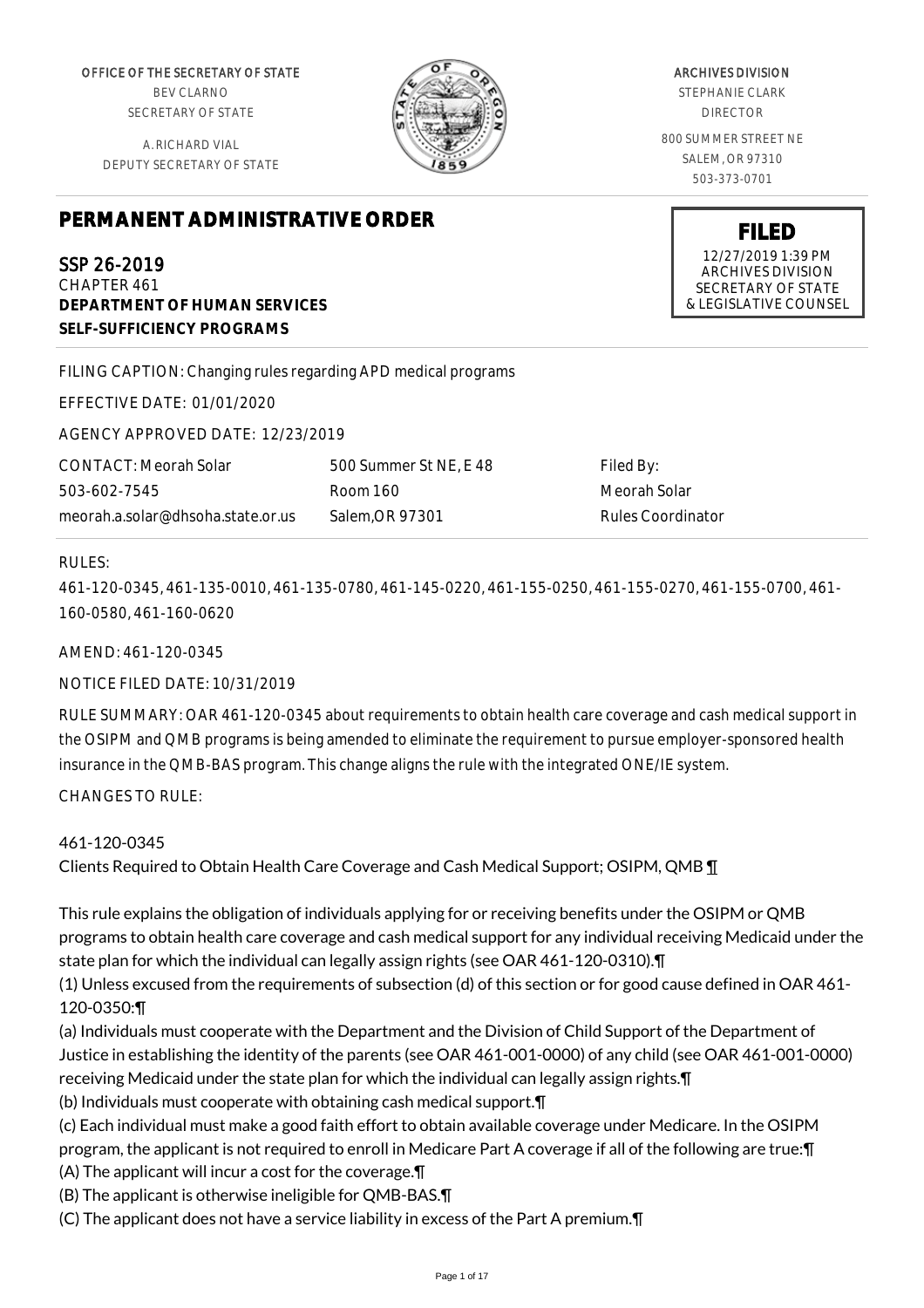OFFICE OF THE SECRETARY OF STATE
BEV CLARNO
SECRETARY OF STATE

A. RICHARD VIAL
DEPUTY SECRETARY OF STATE

ARCHIVES DIVISION
STEPHANIE CLARK
DIRECTOR

800 SUMMER STREET NE
SALEM, OR 97310
503-373-0701

# PERMANENT ADMINISTRATIVE ORDER

**FILED**
12/27/2019 1:39 PM
ARCHIVES DIVISION
SECRETARY OF STATE
& LEGISLATIVE COUNSEL

SSP 26-2019
CHAPTER 461
**DEPARTMENT OF HUMAN SERVICES**
**SELF-SUFFICIENCY PROGRAMS**

FILING CAPTION: Changing rules regarding APD medical programs

EFFECTIVE DATE: 01/01/2020

AGENCY APPROVED DATE: 12/23/2019

| CONTACT: Meorah Solar | 500 Summer St NE, E 48 | Filed By: |
|---|---|---|
| 503-602-7545 | Room 160 | Meorah Solar |
| meorah.a.solar@dhsoha.state.or.us | Salem,OR 97301 | Rules Coordinator |

RULES:

461-120-0345, 461-135-0010, 461-135-0780, 461-145-0220, 461-155-0250, 461-155-0270, 461-155-0700, 461-160-0580, 461-160-0620

AMEND: 461-120-0345

NOTICE FILED DATE: 10/31/2019

RULE SUMMARY: OAR 461-120-0345 about requirements to obtain health care coverage and cash medical support in the OSIPM and QMB programs is being amended to eliminate the requirement to pursue employer-sponsored health insurance in the QMB-BAS program. This change aligns the rule with the integrated ONE/IE system.

CHANGES TO RULE:

461-120-0345
Clients Required to Obtain Health Care Coverage and Cash Medical Support; OSIPM, QMB ¶

This rule explains the obligation of individuals applying for or receiving benefits under the OSIPM or QMB programs to obtain health care coverage and cash medical support for any individual receiving Medicaid under the state plan for which the individual can legally assign rights (see OAR 461-120-0310).¶

(1) Unless excused from the requirements of subsection (d) of this section or for good cause defined in OAR 461-120-0350:¶

(a) Individuals must cooperate with the Department and the Division of Child Support of the Department of Justice in establishing the identity of the parents (see OAR 461-001-0000) of any child (see OAR 461-001-0000) receiving Medicaid under the state plan for which the individual can legally assign rights.¶

(b) Individuals must cooperate with obtaining cash medical support.¶

(c) Each individual must make a good faith effort to obtain available coverage under Medicare. In the OSIPM program, the applicant is not required to enroll in Medicare Part A coverage if all of the following are true:¶

(A) The applicant will incur a cost for the coverage.¶

(B) The applicant is otherwise ineligible for QMB-BAS.¶

(C) The applicant does not have a service liability in excess of the Part A premium.¶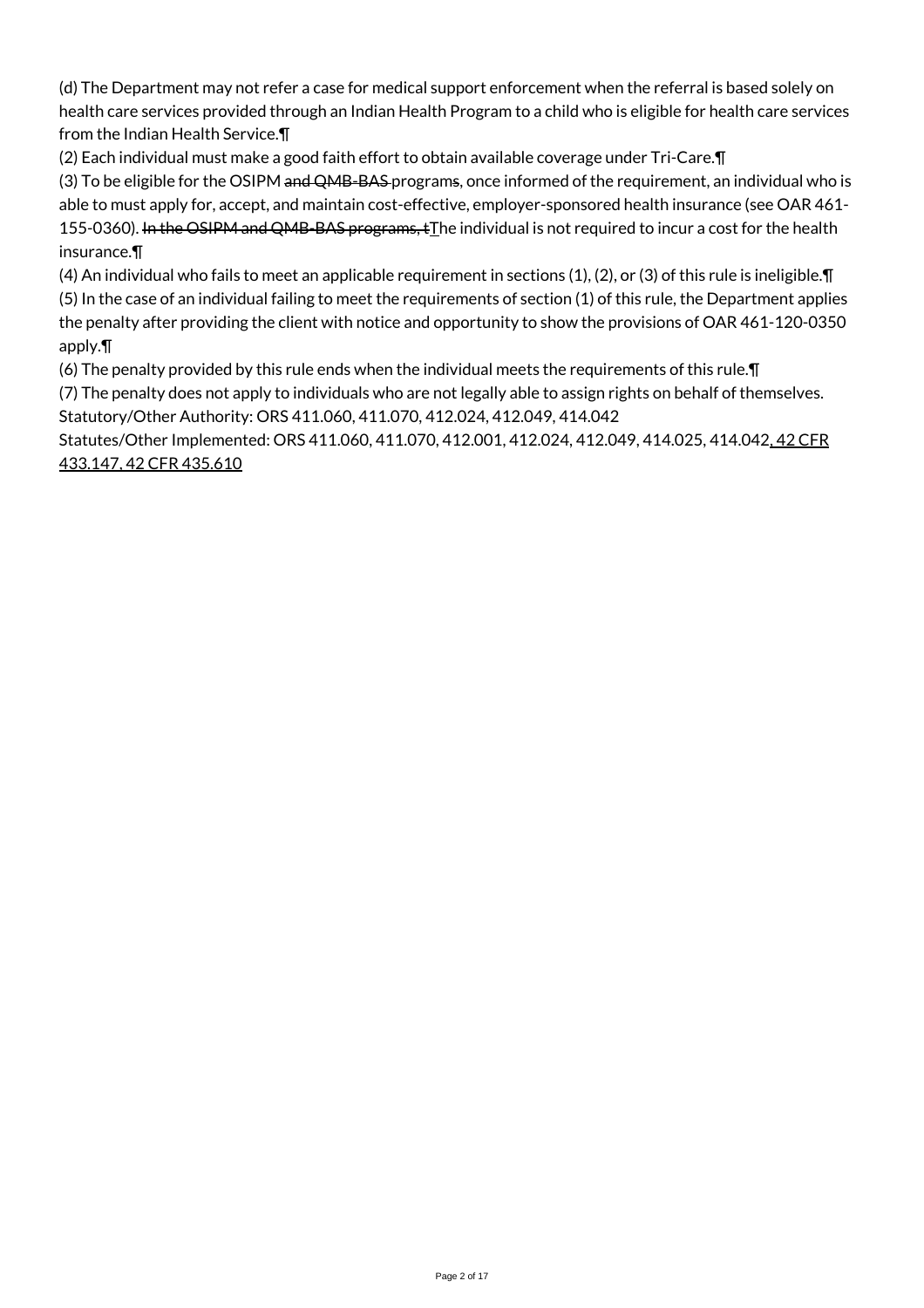(d) The Department may not refer a case for medical support enforcement when the referral is based solely on health care services provided through an Indian Health Program to a child who is eligible for health care services from the Indian Health Service.¶

(2) Each individual must make a good faith effort to obtain available coverage under Tri-Care.¶

(3) To be eligible for the OSIPM ~~and QMB-BAS~~ program~~s~~, once informed of the requirement, an individual who is able to must apply for, accept, and maintain cost-effective, employer-sponsored health insurance (see OAR 461-155-0360). ~~In the OSIPM and QMB-BAS programs, t~~The individual is not required to incur a cost for the health insurance.¶

(4) An individual who fails to meet an applicable requirement in sections (1), (2), or (3) of this rule is ineligible.¶

(5) In the case of an individual failing to meet the requirements of section (1) of this rule, the Department applies the penalty after providing the client with notice and opportunity to show the provisions of OAR 461-120-0350 apply.¶

(6) The penalty provided by this rule ends when the individual meets the requirements of this rule.¶

(7) The penalty does not apply to individuals who are not legally able to assign rights on behalf of themselves.

Statutory/Other Authority: ORS 411.060, 411.070, 412.024, 412.049, 414.042

Statutes/Other Implemented: ORS 411.060, 411.070, 412.001, 412.024, 412.049, 414.025, 414.042, 42 CFR 433.147, 42 CFR 435.610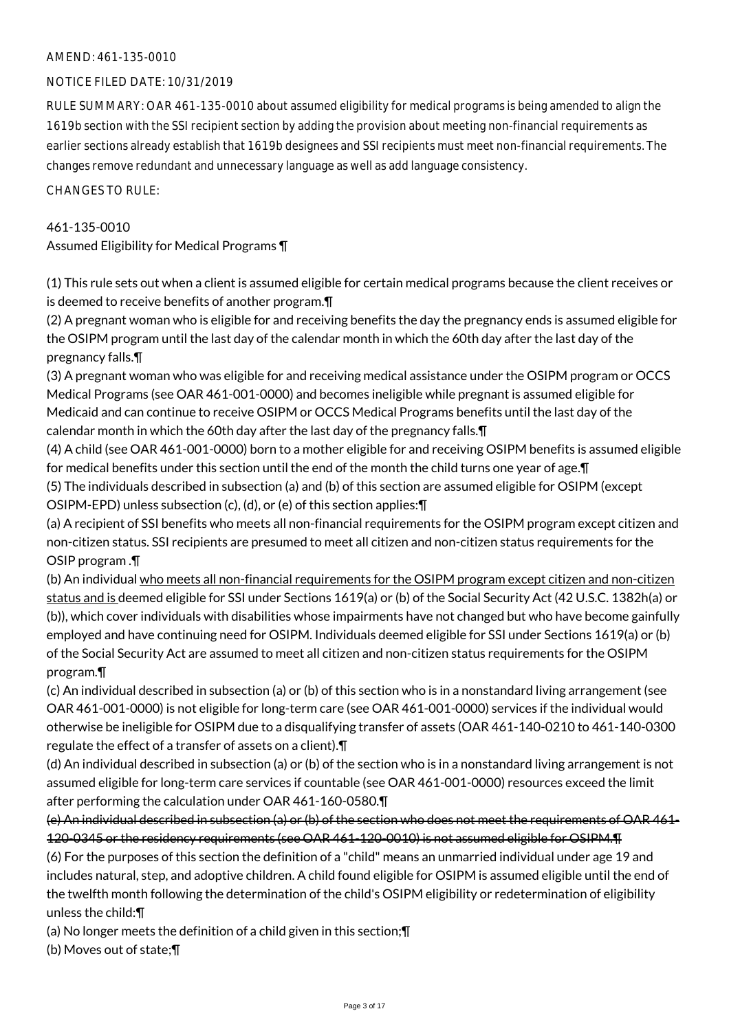AMEND: 461-135-0010

NOTICE FILED DATE: 10/31/2019

RULE SUMMARY: OAR 461-135-0010 about assumed eligibility for medical programs is being amended to align the 1619b section with the SSI recipient section by adding the provision about meeting non-financial requirements as earlier sections already establish that 1619b designees and SSI recipients must meet non-financial requirements. The changes remove redundant and unnecessary language as well as add language consistency.

CHANGES TO RULE:

461-135-0010
Assumed Eligibility for Medical Programs ¶

(1) This rule sets out when a client is assumed eligible for certain medical programs because the client receives or is deemed to receive benefits of another program.¶
(2) A pregnant woman who is eligible for and receiving benefits the day the pregnancy ends is assumed eligible for the OSIPM program until the last day of the calendar month in which the 60th day after the last day of the pregnancy falls.¶
(3) A pregnant woman who was eligible for and receiving medical assistance under the OSIPM program or OCCS Medical Programs (see OAR 461-001-0000) and becomes ineligible while pregnant is assumed eligible for Medicaid and can continue to receive OSIPM or OCCS Medical Programs benefits until the last day of the calendar month in which the 60th day after the last day of the pregnancy falls.¶
(4) A child (see OAR 461-001-0000) born to a mother eligible for and receiving OSIPM benefits is assumed eligible for medical benefits under this section until the end of the month the child turns one year of age.¶
(5) The individuals described in subsection (a) and (b) of this section are assumed eligible for OSIPM (except OSIPM-EPD) unless subsection (c), (d), or (e) of this section applies:¶
(a) A recipient of SSI benefits who meets all non-financial requirements for the OSIPM program except citizen and non-citizen status. SSI recipients are presumed to meet all citizen and non-citizen status requirements for the OSIP program .¶
(b) An individual <u>who meets all non-financial requirements for the OSIPM program except citizen and non-citizen status and is </u>deemed eligible for SSI under Sections 1619(a) or (b) of the Social Security Act (42 U.S.C. 1382h(a) or (b)), which cover individuals with disabilities whose impairments have not changed but who have become gainfully employed and have continuing need for OSIPM. Individuals deemed eligible for SSI under Sections 1619(a) or (b) of the Social Security Act are assumed to meet all citizen and non-citizen status requirements for the OSIPM program.¶
(c) An individual described in subsection (a) or (b) of this section who is in a nonstandard living arrangement (see OAR 461-001-0000) is not eligible for long-term care (see OAR 461-001-0000) services if the individual would otherwise be ineligible for OSIPM due to a disqualifying transfer of assets (OAR 461-140-0210 to 461-140-0300 regulate the effect of a transfer of assets on a client).¶
(d) An individual described in subsection (a) or (b) of the section who is in a nonstandard living arrangement is not assumed eligible for long-term care services if countable (see OAR 461-001-0000) resources exceed the limit after performing the calculation under OAR 461-160-0580.¶
~~(e) An individual described in subsection (a) or (b) of the section who does not meet the requirements of OAR 461-120-0345 or the residency requirements (see OAR 461-120-0010) is not assumed eligible for OSIPM.¶~~
(6) For the purposes of this section the definition of a "child" means an unmarried individual under age 19 and includes natural, step, and adoptive children. A child found eligible for OSIPM is assumed eligible until the end of the twelfth month following the determination of the child's OSIPM eligibility or redetermination of eligibility unless the child:¶
(a) No longer meets the definition of a child given in this section;¶
(b) Moves out of state;¶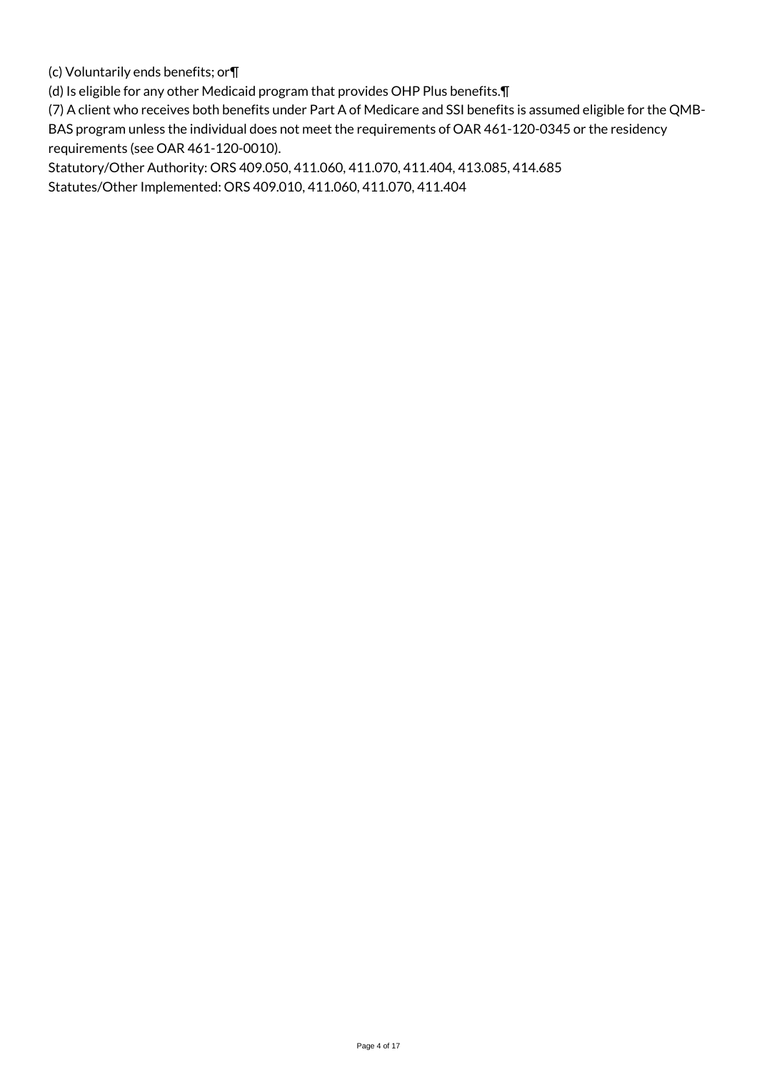(c) Voluntarily ends benefits; or¶

(d) Is eligible for any other Medicaid program that provides OHP Plus benefits.¶

(7) A client who receives both benefits under Part A of Medicare and SSI benefits is assumed eligible for the QMB-BAS program unless the individual does not meet the requirements of OAR 461-120-0345 or the residency requirements (see OAR 461-120-0010).

Statutory/Other Authority: ORS 409.050, 411.060, 411.070, 411.404, 413.085, 414.685

Statutes/Other Implemented: ORS 409.010, 411.060, 411.070, 411.404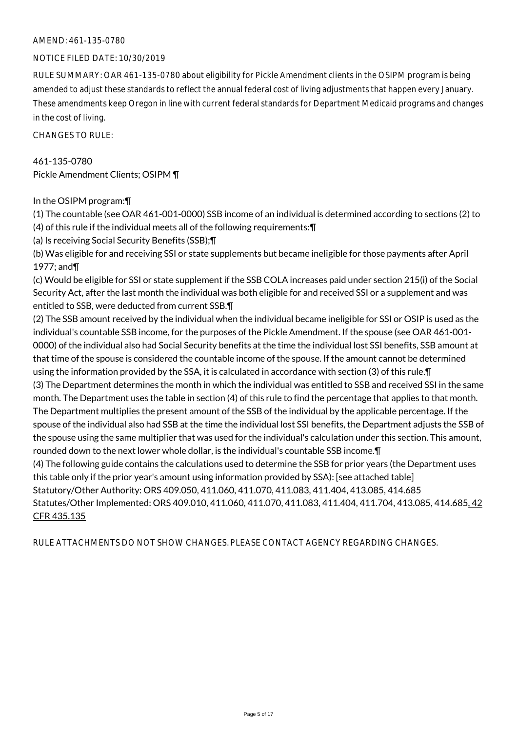AMEND: 461-135-0780

NOTICE FILED DATE: 10/30/2019

RULE SUMMARY: OAR 461-135-0780 about eligibility for Pickle Amendment clients in the OSIPM program is being amended to adjust these standards to reflect the annual federal cost of living adjustments that happen every January. These amendments keep Oregon in line with current federal standards for Department Medicaid programs and changes in the cost of living.

CHANGES TO RULE:

461-135-0780
Pickle Amendment Clients; OSIPM ¶

In the OSIPM program:¶
(1) The countable (see OAR 461-001-0000) SSB income of an individual is determined according to sections (2) to (4) of this rule if the individual meets all of the following requirements:¶
(a) Is receiving Social Security Benefits (SSB);¶
(b) Was eligible for and receiving SSI or state supplements but became ineligible for those payments after April 1977; and¶
(c) Would be eligible for SSI or state supplement if the SSB COLA increases paid under section 215(i) of the Social Security Act, after the last month the individual was both eligible for and received SSI or a supplement and was entitled to SSB, were deducted from current SSB.¶
(2) The SSB amount received by the individual when the individual became ineligible for SSI or OSIP is used as the individual's countable SSB income, for the purposes of the Pickle Amendment. If the spouse (see OAR 461-001-0000) of the individual also had Social Security benefits at the time the individual lost SSI benefits, SSB amount at that time of the spouse is considered the countable income of the spouse. If the amount cannot be determined using the information provided by the SSA, it is calculated in accordance with section (3) of this rule.¶
(3) The Department determines the month in which the individual was entitled to SSB and received SSI in the same month. The Department uses the table in section (4) of this rule to find the percentage that applies to that month. The Department multiplies the present amount of the SSB of the individual by the applicable percentage. If the spouse of the individual also had SSB at the time the individual lost SSI benefits, the Department adjusts the SSB of the spouse using the same multiplier that was used for the individual's calculation under this section. This amount, rounded down to the next lower whole dollar, is the individual's countable SSB income.¶
(4) The following guide contains the calculations used to determine the SSB for prior years (the Department uses this table only if the prior year's amount using information provided by SSA): [see attached table]
Statutory/Other Authority: ORS 409.050, 411.060, 411.070, 411.083, 411.404, 413.085, 414.685
Statutes/Other Implemented: ORS 409.010, 411.060, 411.070, 411.083, 411.404, 411.704, 413.085, 414.685, 42 CFR 435.135

RULE ATTACHMENTS DO NOT SHOW CHANGES. PLEASE CONTACT AGENCY REGARDING CHANGES.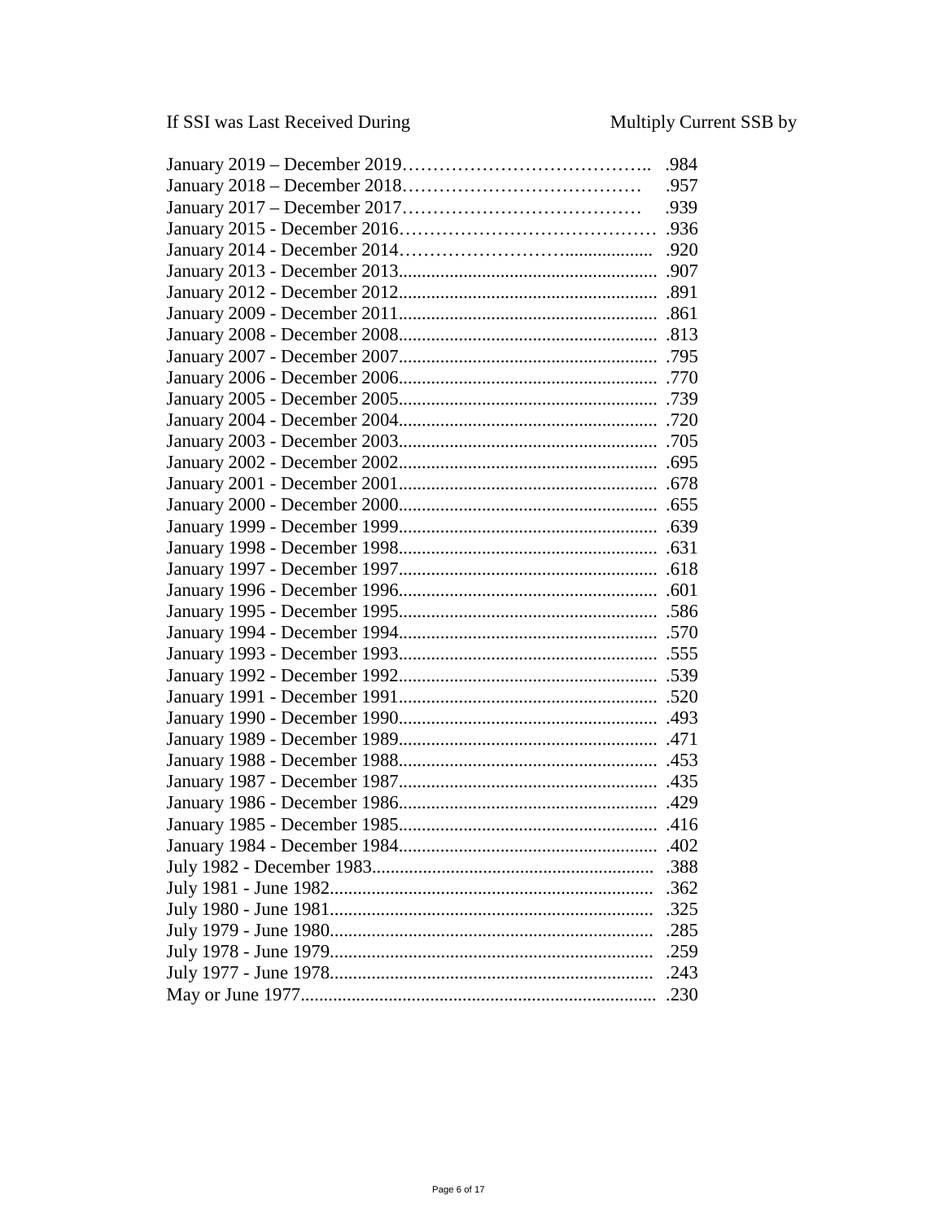| If SSI was Last Received During | Multiply Current SSB by |
|---|---|
| January 2019 – December 2019 | .984 |
| January 2018 – December 2018 | .957 |
| January 2017 – December 2017 | .939 |
| January 2015 - December 2016 | .936 |
| January 2014 - December 2014 | .920 |
| January 2013 - December 2013 | .907 |
| January 2012 - December 2012 | .891 |
| January 2009 - December 2011 | .861 |
| January 2008 - December 2008 | .813 |
| January 2007 - December 2007 | .795 |
| January 2006 - December 2006 | .770 |
| January 2005 - December 2005 | .739 |
| January 2004 - December 2004 | .720 |
| January 2003 - December 2003 | .705 |
| January 2002 - December 2002 | .695 |
| January 2001 - December 2001 | .678 |
| January 2000 - December 2000 | .655 |
| January 1999 - December 1999 | .639 |
| January 1998 - December 1998 | .631 |
| January 1997 - December 1997 | .618 |
| January 1996 - December 1996 | .601 |
| January 1995 - December 1995 | .586 |
| January 1994 - December 1994 | .570 |
| January 1993 - December 1993 | .555 |
| January 1992 - December 1992 | .539 |
| January 1991 - December 1991 | .520 |
| January 1990 - December 1990 | .493 |
| January 1989 - December 1989 | .471 |
| January 1988 - December 1988 | .453 |
| January 1987 - December 1987 | .435 |
| January 1986 - December 1986 | .429 |
| January 1985 - December 1985 | .416 |
| January 1984 - December 1984 | .402 |
| July 1982 - December 1983 | .388 |
| July 1981 - June 1982 | .362 |
| July 1980 - June 1981 | .325 |
| July 1979 - June 1980 | .285 |
| July 1978 - June 1979 | .259 |
| July 1977 - June 1978 | .243 |
| May or June 1977 | .230 |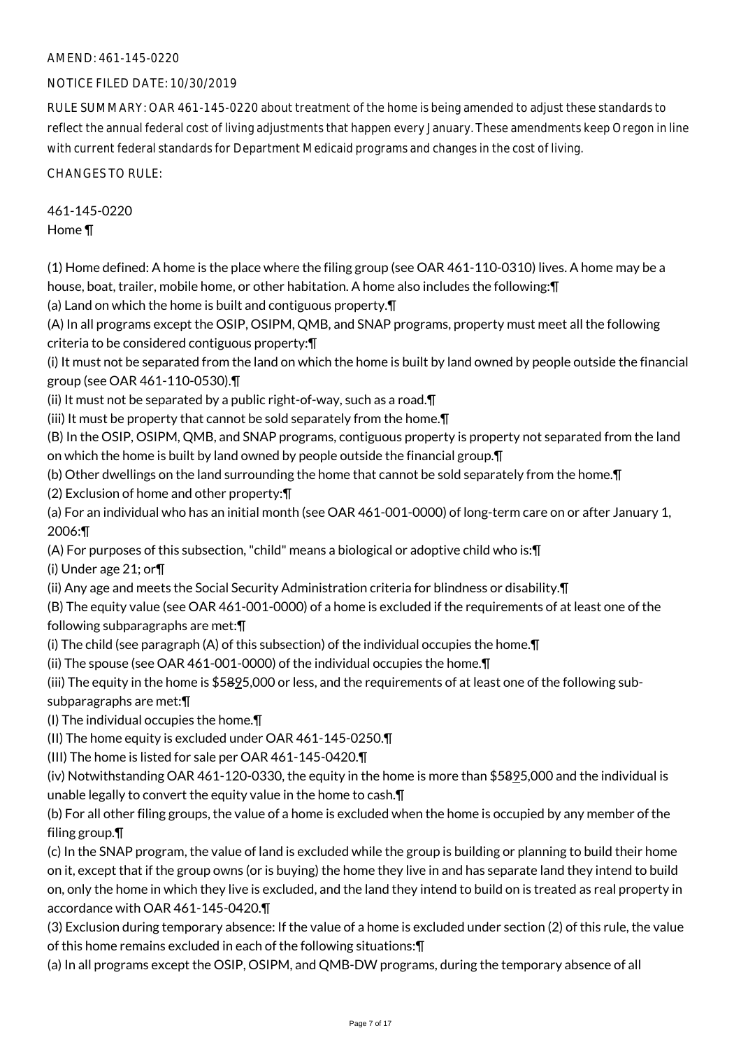AMEND: 461-145-0220

NOTICE FILED DATE: 10/30/2019

RULE SUMMARY: OAR 461-145-0220 about treatment of the home is being amended to adjust these standards to reflect the annual federal cost of living adjustments that happen every January. These amendments keep Oregon in line with current federal standards for Department Medicaid programs and changes in the cost of living.

CHANGES TO RULE:

461-145-0220
Home ¶

(1) Home defined: A home is the place where the filing group (see OAR 461-110-0310) lives. A home may be a house, boat, trailer, mobile home, or other habitation. A home also includes the following:¶
(a) Land on which the home is built and contiguous property.¶
(A) In all programs except the OSIP, OSIPM, QMB, and SNAP programs, property must meet all the following criteria to be considered contiguous property:¶
(i) It must not be separated from the land on which the home is built by land owned by people outside the financial group (see OAR 461-110-0530).¶
(ii) It must not be separated by a public right-of-way, such as a road.¶
(iii) It must be property that cannot be sold separately from the home.¶
(B) In the OSIP, OSIPM, QMB, and SNAP programs, contiguous property is property not separated from the land on which the home is built by land owned by people outside the financial group.¶
(b) Other dwellings on the land surrounding the home that cannot be sold separately from the home.¶
(2) Exclusion of home and other property:¶
(a) For an individual who has an initial month (see OAR 461-001-0000) of long-term care on or after January 1, 2006:¶
(A) For purposes of this subsection, "child" means a biological or adoptive child who is:¶
(i) Under age 21; or¶
(ii) Any age and meets the Social Security Administration criteria for blindness or disability.¶
(B) The equity value (see OAR 461-001-0000) of a home is excluded if the requirements of at least one of the following subparagraphs are met:¶
(i) The child (see paragraph (A) of this subsection) of the individual occupies the home.¶
(ii) The spouse (see OAR 461-001-0000) of the individual occupies the home.¶
(iii) The equity in the home is $58~~8~~95,000 or less, and the requirements of at least one of the following sub-subparagraphs are met:¶
(I) The individual occupies the home.¶
(II) The home equity is excluded under OAR 461-145-0250.¶
(III) The home is listed for sale per OAR 461-145-0420.¶
(iv) Notwithstanding OAR 461-120-0330, the equity in the home is more than $58~~8~~95,000 and the individual is unable legally to convert the equity value in the home to cash.¶
(b) For all other filing groups, the value of a home is excluded when the home is occupied by any member of the filing group.¶
(c) In the SNAP program, the value of land is excluded while the group is building or planning to build their home on it, except that if the group owns (or is buying) the home they live in and has separate land they intend to build on, only the home in which they live is excluded, and the land they intend to build on is treated as real property in accordance with OAR 461-145-0420.¶
(3) Exclusion during temporary absence: If the value of a home is excluded under section (2) of this rule, the value of this home remains excluded in each of the following situations:¶
(a) In all programs except the OSIP, OSIPM, and QMB-DW programs, during the temporary absence of all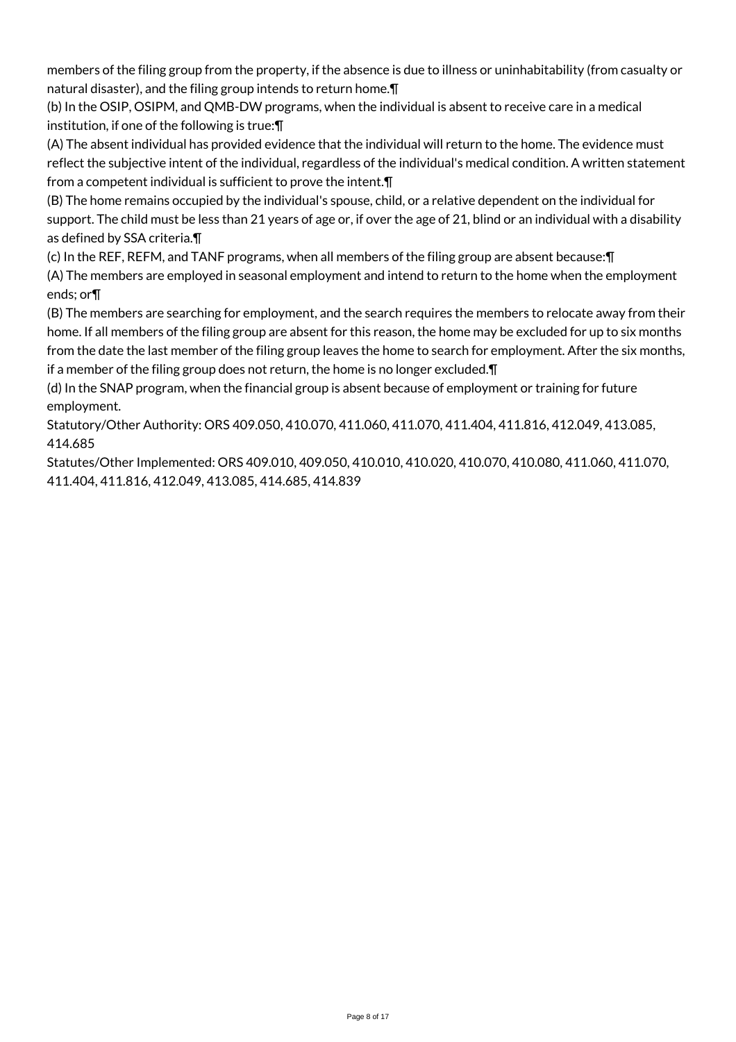members of the filing group from the property, if the absence is due to illness or uninhabitability (from casualty or natural disaster), and the filing group intends to return home.¶

(b) In the OSIP, OSIPM, and QMB-DW programs, when the individual is absent to receive care in a medical institution, if one of the following is true:¶

(A) The absent individual has provided evidence that the individual will return to the home. The evidence must reflect the subjective intent of the individual, regardless of the individual's medical condition. A written statement from a competent individual is sufficient to prove the intent.¶

(B) The home remains occupied by the individual's spouse, child, or a relative dependent on the individual for support. The child must be less than 21 years of age or, if over the age of 21, blind or an individual with a disability as defined by SSA criteria.¶

(c) In the REF, REFM, and TANF programs, when all members of the filing group are absent because:¶

(A) The members are employed in seasonal employment and intend to return to the home when the employment ends; or¶

(B) The members are searching for employment, and the search requires the members to relocate away from their home. If all members of the filing group are absent for this reason, the home may be excluded for up to six months from the date the last member of the filing group leaves the home to search for employment. After the six months, if a member of the filing group does not return, the home is no longer excluded.¶

(d) In the SNAP program, when the financial group is absent because of employment or training for future employment.

Statutory/Other Authority: ORS 409.050, 410.070, 411.060, 411.070, 411.404, 411.816, 412.049, 413.085, 414.685

Statutes/Other Implemented: ORS 409.010, 409.050, 410.010, 410.020, 410.070, 410.080, 411.060, 411.070, 411.404, 411.816, 412.049, 413.085, 414.685, 414.839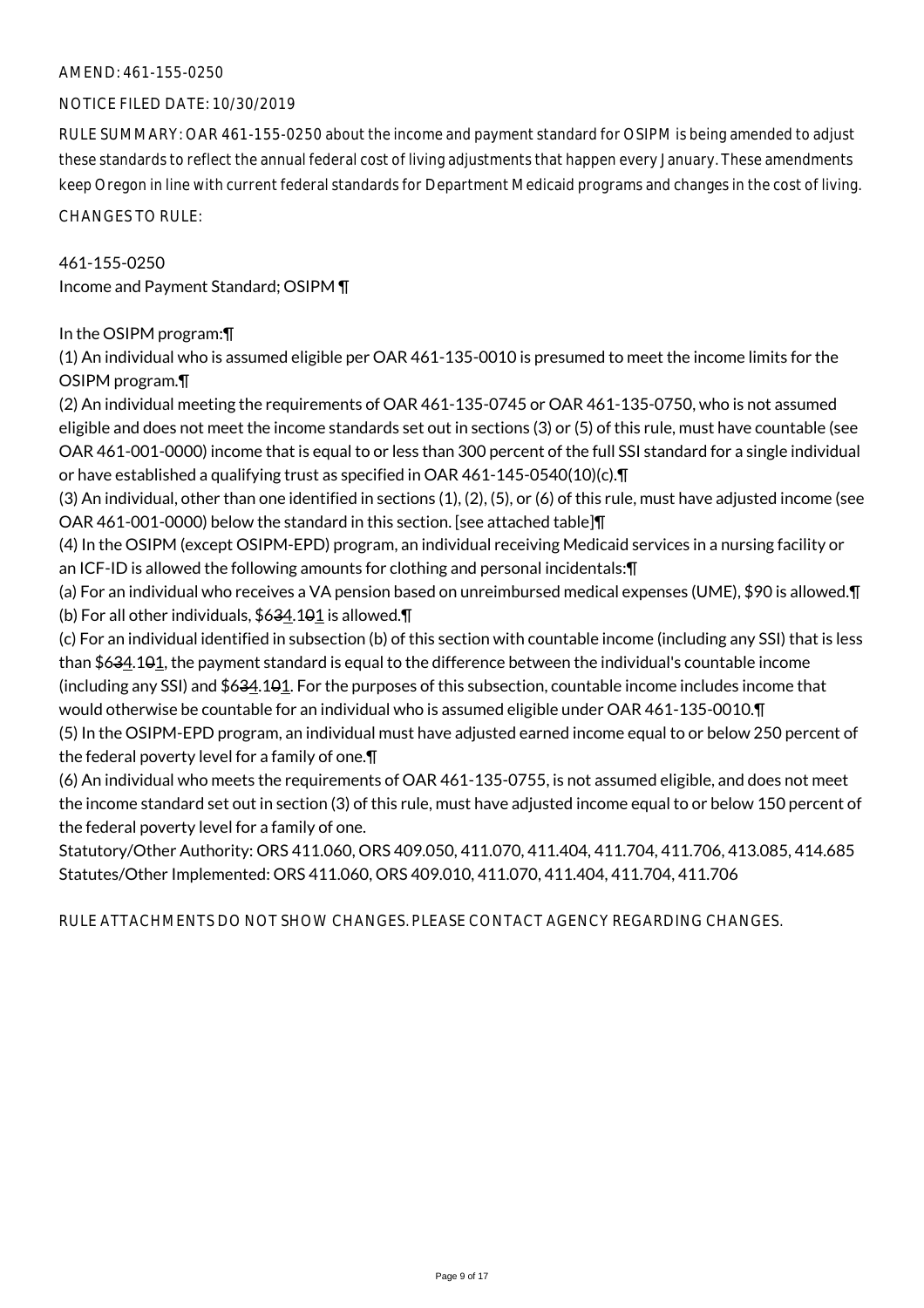AMEND: 461-155-0250

NOTICE FILED DATE: 10/30/2019

RULE SUMMARY: OAR 461-155-0250 about the income and payment standard for OSIPM is being amended to adjust these standards to reflect the annual federal cost of living adjustments that happen every January. These amendments keep Oregon in line with current federal standards for Department Medicaid programs and changes in the cost of living.

CHANGES TO RULE:

461-155-0250
Income and Payment Standard; OSIPM ¶

In the OSIPM program:¶

(1) An individual who is assumed eligible per OAR 461-135-0010 is presumed to meet the income limits for the OSIPM program.¶

(2) An individual meeting the requirements of OAR 461-135-0745 or OAR 461-135-0750, who is not assumed eligible and does not meet the income standards set out in sections (3) or (5) of this rule, must have countable (see OAR 461-001-0000) income that is equal to or less than 300 percent of the full SSI standard for a single individual or have established a qualifying trust as specified in OAR 461-145-0540(10)(c).¶

(3) An individual, other than one identified in sections (1), (2), (5), or (6) of this rule, must have adjusted income (see OAR 461-001-0000) below the standard in this section. [see attached table]¶

(4) In the OSIPM (except OSIPM-EPD) program, an individual receiving Medicaid services in a nursing facility or an ICF-ID is allowed the following amounts for clothing and personal incidentals:¶

(a) For an individual who receives a VA pension based on unreimbursed medical expenses (UME), $90 is allowed.¶

(b) For all other individuals, $6~~3~~4.1~~0~~1 is allowed.¶

(c) For an individual identified in subsection (b) of this section with countable income (including any SSI) that is less than $6~~3~~4.1~~0~~1, the payment standard is equal to the difference between the individual's countable income (including any SSI) and $6~~3~~4.1~~0~~1. For the purposes of this subsection, countable income includes income that would otherwise be countable for an individual who is assumed eligible under OAR 461-135-0010.¶

(5) In the OSIPM-EPD program, an individual must have adjusted earned income equal to or below 250 percent of the federal poverty level for a family of one.¶

(6) An individual who meets the requirements of OAR 461-135-0755, is not assumed eligible, and does not meet the income standard set out in section (3) of this rule, must have adjusted income equal to or below 150 percent of the federal poverty level for a family of one.

Statutory/Other Authority: ORS 411.060, ORS 409.050, 411.070, 411.404, 411.704, 411.706, 413.085, 414.685
Statutes/Other Implemented: ORS 411.060, ORS 409.010, 411.070, 411.404, 411.704, 411.706

RULE ATTACHMENTS DO NOT SHOW CHANGES. PLEASE CONTACT AGENCY REGARDING CHANGES.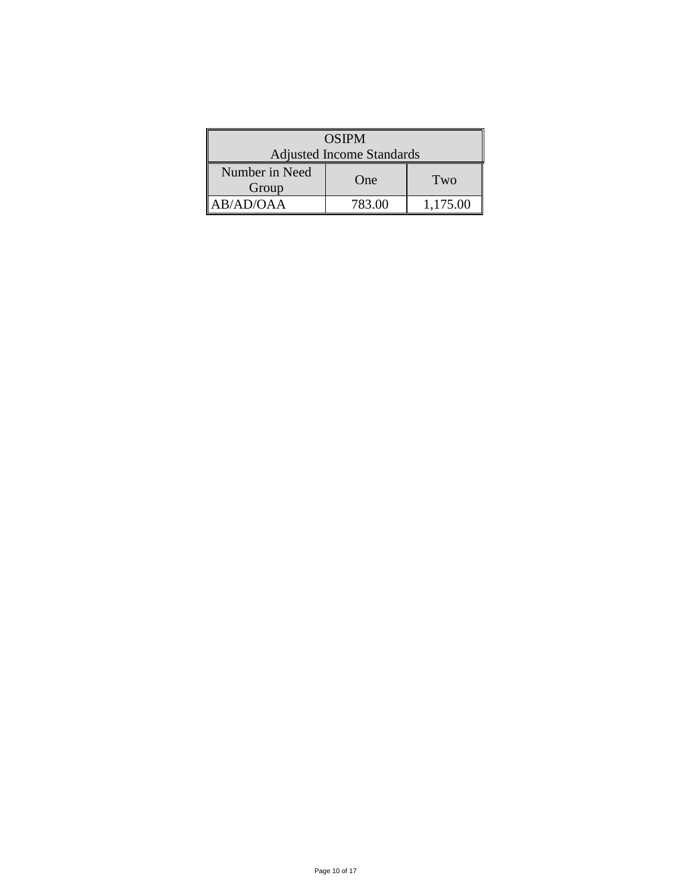| OSIPM Adjusted Income Standards | | |
|---|---|---|
| Number in Need Group | One | Two |
| AB/AD/OAA | 783.00 | 1,175.00 |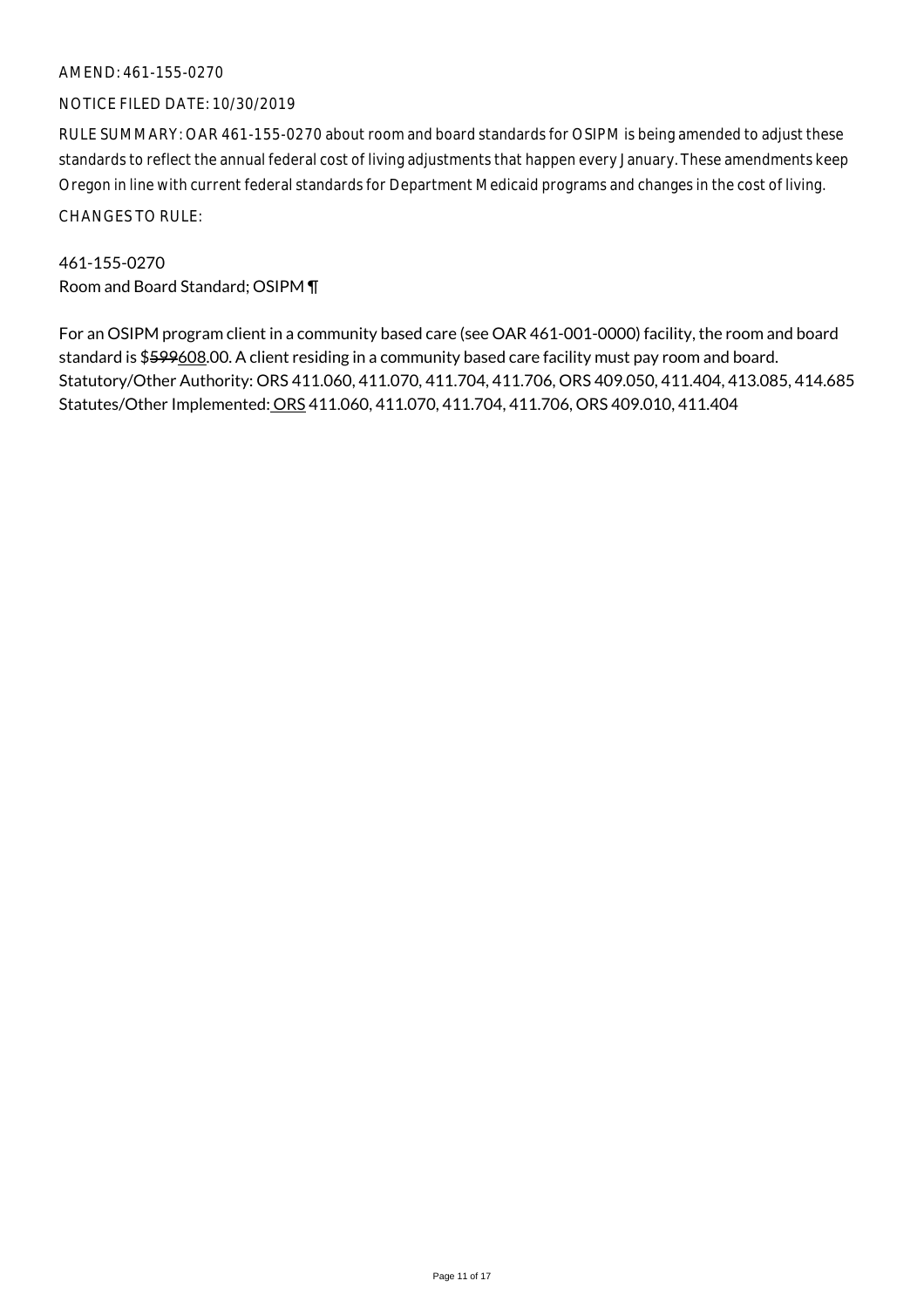AMEND: 461-155-0270

NOTICE FILED DATE: 10/30/2019

RULE SUMMARY: OAR 461-155-0270 about room and board standards for OSIPM is being amended to adjust these standards to reflect the annual federal cost of living adjustments that happen every January. These amendments keep Oregon in line with current federal standards for Department Medicaid programs and changes in the cost of living.

CHANGES TO RULE:

461-155-0270
Room and Board Standard; OSIPM ¶

For an OSIPM program client in a community based care (see OAR 461-001-0000) facility, the room and board standard is $~~599~~608.00. A client residing in a community based care facility must pay room and board.
Statutory/Other Authority: ORS 411.060, 411.070, 411.704, 411.706, ORS 409.050, 411.404, 413.085, 414.685
Statutes/Other Implemented: ORS 411.060, 411.070, 411.704, 411.706, ORS 409.010, 411.404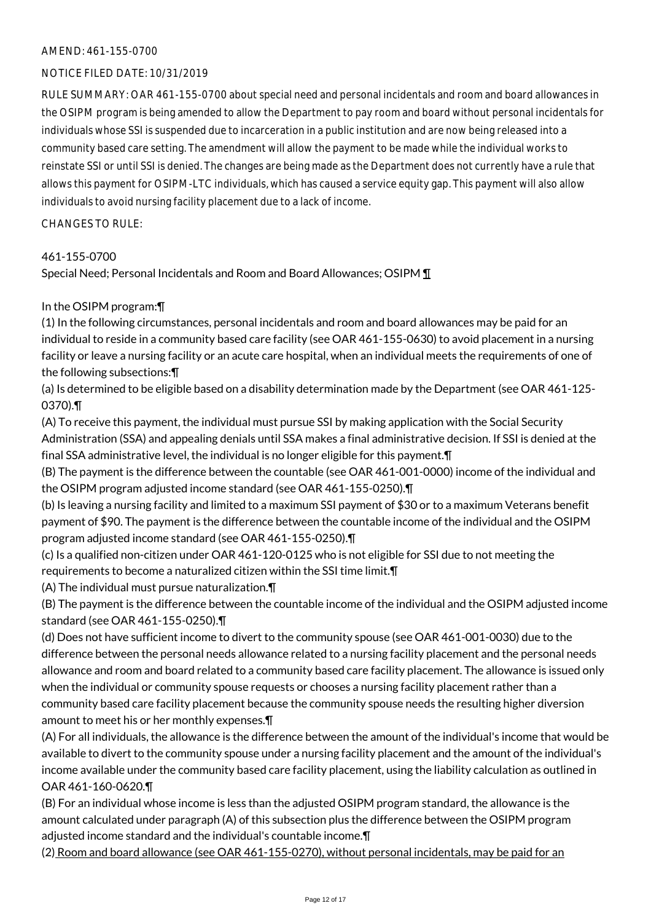AMEND: 461-155-0700

NOTICE FILED DATE: 10/31/2019

RULE SUMMARY: OAR 461-155-0700 about special need and personal incidentals and room and board allowances in the OSIPM program is being amended to allow the Department to pay room and board without personal incidentals for individuals whose SSI is suspended due to incarceration in a public institution and are now being released into a community based care setting. The amendment will allow the payment to be made while the individual works to reinstate SSI or until SSI is denied. The changes are being made as the Department does not currently have a rule that allows this payment for OSIPM-LTC individuals, which has caused a service equity gap. This payment will also allow individuals to avoid nursing facility placement due to a lack of income.

CHANGES TO RULE:

461-155-0700

Special Need; Personal Incidentals and Room and Board Allowances; OSIPM ¶

In the OSIPM program:¶

(1) In the following circumstances, personal incidentals and room and board allowances may be paid for an individual to reside in a community based care facility (see OAR 461-155-0630) to avoid placement in a nursing facility or leave a nursing facility or an acute care hospital, when an individual meets the requirements of one of the following subsections:¶

(a) Is determined to be eligible based on a disability determination made by the Department (see OAR 461-125-0370).¶

(A) To receive this payment, the individual must pursue SSI by making application with the Social Security Administration (SSA) and appealing denials until SSA makes a final administrative decision. If SSI is denied at the final SSA administrative level, the individual is no longer eligible for this payment.¶

(B) The payment is the difference between the countable (see OAR 461-001-0000) income of the individual and the OSIPM program adjusted income standard (see OAR 461-155-0250).¶

(b) Is leaving a nursing facility and limited to a maximum SSI payment of $30 or to a maximum Veterans benefit payment of $90. The payment is the difference between the countable income of the individual and the OSIPM program adjusted income standard (see OAR 461-155-0250).¶

(c) Is a qualified non-citizen under OAR 461-120-0125 who is not eligible for SSI due to not meeting the requirements to become a naturalized citizen within the SSI time limit.¶

(A) The individual must pursue naturalization.¶

(B) The payment is the difference between the countable income of the individual and the OSIPM adjusted income standard (see OAR 461-155-0250).¶

(d) Does not have sufficient income to divert to the community spouse (see OAR 461-001-0030) due to the difference between the personal needs allowance related to a nursing facility placement and the personal needs allowance and room and board related to a community based care facility placement. The allowance is issued only when the individual or community spouse requests or chooses a nursing facility placement rather than a community based care facility placement because the community spouse needs the resulting higher diversion amount to meet his or her monthly expenses.¶

(A) For all individuals, the allowance is the difference between the amount of the individual's income that would be available to divert to the community spouse under a nursing facility placement and the amount of the individual's income available under the community based care facility placement, using the liability calculation as outlined in OAR 461-160-0620.¶

(B) For an individual whose income is less than the adjusted OSIPM program standard, the allowance is the amount calculated under paragraph (A) of this subsection plus the difference between the OSIPM program adjusted income standard and the individual's countable income.¶

(2) Room and board allowance (see OAR 461-155-0270), without personal incidentals, may be paid for an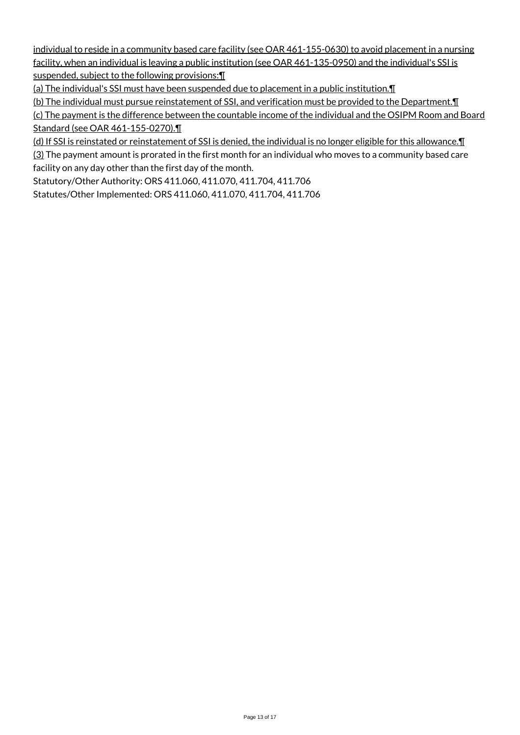individual to reside in a community based care facility (see OAR 461-155-0630) to avoid placement in a nursing facility, when an individual is leaving a public institution (see OAR 461-135-0950) and the individual's SSI is suspended, subject to the following provisions:¶

(a) The individual's SSI must have been suspended due to placement in a public institution.¶

(b) The individual must pursue reinstatement of SSI, and verification must be provided to the Department.¶

(c) The payment is the difference between the countable income of the individual and the OSIPM Room and Board Standard (see OAR 461-155-0270).¶

(d) If SSI is reinstated or reinstatement of SSI is denied, the individual is no longer eligible for this allowance.¶

(3) The payment amount is prorated in the first month for an individual who moves to a community based care facility on any day other than the first day of the month.

Statutory/Other Authority: ORS 411.060, 411.070, 411.704, 411.706

Statutes/Other Implemented: ORS 411.060, 411.070, 411.704, 411.706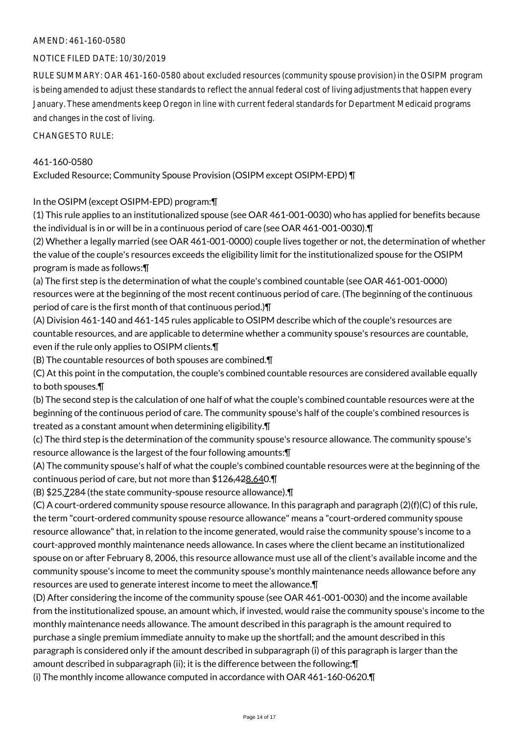AMEND: 461-160-0580

NOTICE FILED DATE: 10/30/2019

RULE SUMMARY: OAR 461-160-0580 about excluded resources (community spouse provision) in the OSIPM program is being amended to adjust these standards to reflect the annual federal cost of living adjustments that happen every January. These amendments keep Oregon in line with current federal standards for Department Medicaid programs and changes in the cost of living.

CHANGES TO RULE:

461-160-0580
Excluded Resource; Community Spouse Provision (OSIPM except OSIPM-EPD) ¶

In the OSIPM (except OSIPM-EPD) program:¶

(1) This rule applies to an institutionalized spouse (see OAR 461-001-0030) who has applied for benefits because the individual is in or will be in a continuous period of care (see OAR 461-001-0030).¶

(2) Whether a legally married (see OAR 461-001-0000) couple lives together or not, the determination of whether the value of the couple's resources exceeds the eligibility limit for the institutionalized spouse for the OSIPM program is made as follows:¶

(a) The first step is the determination of what the couple's combined countable (see OAR 461-001-0000) resources were at the beginning of the most recent continuous period of care. (The beginning of the continuous period of care is the first month of that continuous period.)¶

(A) Division 461-140 and 461-145 rules applicable to OSIPM describe which of the couple's resources are countable resources, and are applicable to determine whether a community spouse's resources are countable, even if the rule only applies to OSIPM clients.¶

(B) The countable resources of both spouses are combined.¶

(C) At this point in the computation, the couple's combined countable resources are considered available equally to both spouses.¶

(b) The second step is the calculation of one half of what the couple's combined countable resources were at the beginning of the continuous period of care. The community spouse's half of the couple's combined resources is treated as a constant amount when determining eligibility.¶

(c) The third step is the determination of the community spouse's resource allowance. The community spouse's resource allowance is the largest of the four following amounts:¶

(A) The community spouse's half of what the couple's combined countable resources were at the beginning of the continuous period of care, but not more than $12~~6,42~~<u>8,64</u>0.¶

(B) $25,<u>7</u>284 (the state community-spouse resource allowance).¶

(C) A court-ordered community spouse resource allowance. In this paragraph and paragraph (2)(f)(C) of this rule, the term "court-ordered community spouse resource allowance" means a "court-ordered community spouse resource allowance" that, in relation to the income generated, would raise the community spouse's income to a court-approved monthly maintenance needs allowance. In cases where the client became an institutionalized spouse on or after February 8, 2006, this resource allowance must use all of the client's available income and the community spouse's income to meet the community spouse's monthly maintenance needs allowance before any resources are used to generate interest income to meet the allowance.¶

(D) After considering the income of the community spouse (see OAR 461-001-0030) and the income available from the institutionalized spouse, an amount which, if invested, would raise the community spouse's income to the monthly maintenance needs allowance. The amount described in this paragraph is the amount required to purchase a single premium immediate annuity to make up the shortfall; and the amount described in this paragraph is considered only if the amount described in subparagraph (i) of this paragraph is larger than the amount described in subparagraph (ii); it is the difference between the following:¶

(i) The monthly income allowance computed in accordance with OAR 461-160-0620.¶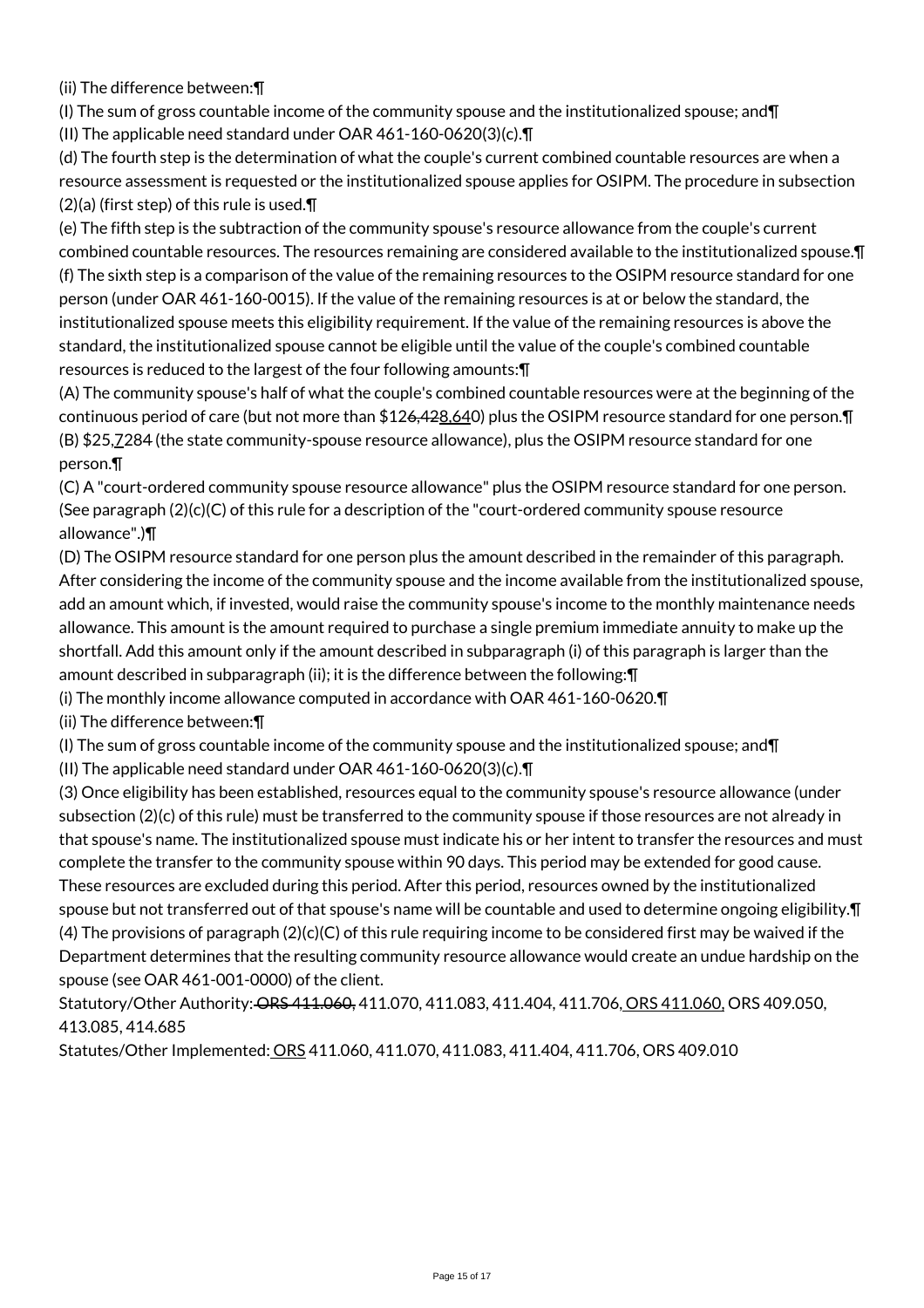(ii) The difference between:¶

(I) The sum of gross countable income of the community spouse and the institutionalized spouse; and¶

(II) The applicable need standard under OAR 461-160-0620(3)(c).¶

(d) The fourth step is the determination of what the couple's current combined countable resources are when a resource assessment is requested or the institutionalized spouse applies for OSIPM. The procedure in subsection (2)(a) (first step) of this rule is used.¶

(e) The fifth step is the subtraction of the community spouse's resource allowance from the couple's current combined countable resources. The resources remaining are considered available to the institutionalized spouse.¶

(f) The sixth step is a comparison of the value of the remaining resources to the OSIPM resource standard for one person (under OAR 461-160-0015). If the value of the remaining resources is at or below the standard, the institutionalized spouse meets this eligibility requirement. If the value of the remaining resources is above the standard, the institutionalized spouse cannot be eligible until the value of the couple's combined countable resources is reduced to the largest of the four following amounts:¶

(A) The community spouse's half of what the couple's combined countable resources were at the beginning of the continuous period of care (but not more than $126,428,640) plus the OSIPM resource standard for one person.¶

(B) $25,7284 (the state community-spouse resource allowance), plus the OSIPM resource standard for one person.¶

(C) A "court-ordered community spouse resource allowance" plus the OSIPM resource standard for one person. (See paragraph (2)(c)(C) of this rule for a description of the "court-ordered community spouse resource allowance".)¶

(D) The OSIPM resource standard for one person plus the amount described in the remainder of this paragraph. After considering the income of the community spouse and the income available from the institutionalized spouse, add an amount which, if invested, would raise the community spouse's income to the monthly maintenance needs allowance. This amount is the amount required to purchase a single premium immediate annuity to make up the shortfall. Add this amount only if the amount described in subparagraph (i) of this paragraph is larger than the amount described in subparagraph (ii); it is the difference between the following:¶

(i) The monthly income allowance computed in accordance with OAR 461-160-0620.¶

(ii) The difference between:¶

(I) The sum of gross countable income of the community spouse and the institutionalized spouse; and¶

(II) The applicable need standard under OAR 461-160-0620(3)(c).¶

(3) Once eligibility has been established, resources equal to the community spouse's resource allowance (under subsection (2)(c) of this rule) must be transferred to the community spouse if those resources are not already in that spouse's name. The institutionalized spouse must indicate his or her intent to transfer the resources and must complete the transfer to the community spouse within 90 days. This period may be extended for good cause. These resources are excluded during this period. After this period, resources owned by the institutionalized spouse but not transferred out of that spouse's name will be countable and used to determine ongoing eligibility.¶

(4) The provisions of paragraph (2)(c)(C) of this rule requiring income to be considered first may be waived if the Department determines that the resulting community resource allowance would create an undue hardship on the spouse (see OAR 461-001-0000) of the client.

Statutory/Other Authority: ORS 411.060, 411.070, 411.083, 411.404, 411.706, ORS 411.060, ORS 409.050, 413.085, 414.685

Statutes/Other Implemented: ORS 411.060, 411.070, 411.083, 411.404, 411.706, ORS 409.010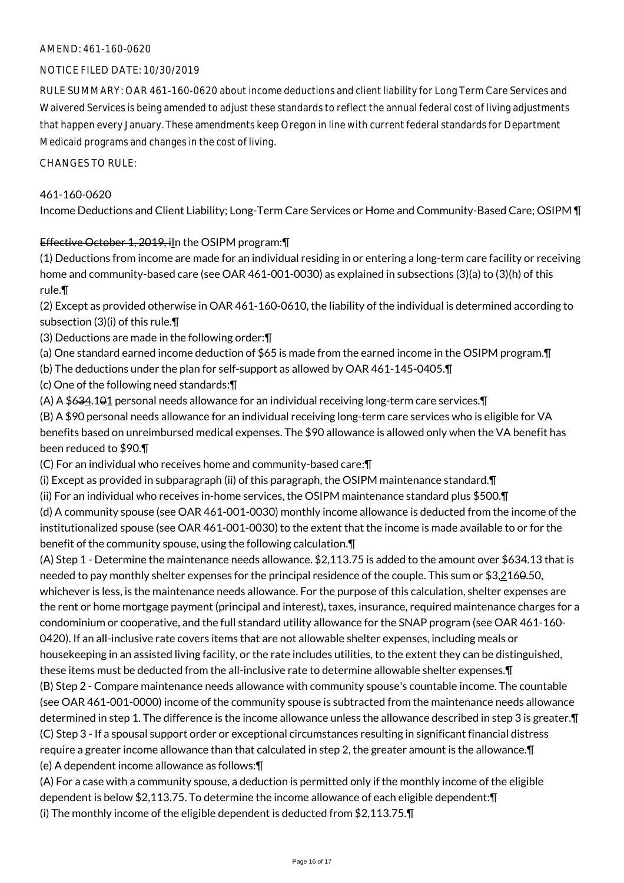AMEND: 461-160-0620

NOTICE FILED DATE: 10/30/2019

RULE SUMMARY: OAR 461-160-0620 about income deductions and client liability for Long Term Care Services and Waivered Services is being amended to adjust these standards to reflect the annual federal cost of living adjustments that happen every January. These amendments keep Oregon in line with current federal standards for Department Medicaid programs and changes in the cost of living.

CHANGES TO RULE:

461-160-0620

Income Deductions and Client Liability; Long-Term Care Services or Home and Community-Based Care; OSIPM ¶

~~Effective October 1, 2019, i~~In the OSIPM program:¶

(1) Deductions from income are made for an individual residing in or entering a long-term care facility or receiving home and community-based care (see OAR 461-001-0030) as explained in subsections (3)(a) to (3)(h) of this rule.¶

(2) Except as provided otherwise in OAR 461-160-0610, the liability of the individual is determined according to subsection (3)(i) of this rule.¶

(3) Deductions are made in the following order:¶

(a) One standard earned income deduction of $65 is made from the earned income in the OSIPM program.¶

(b) The deductions under the plan for self-support as allowed by OAR 461-145-0405.¶

(c) One of the following need standards:¶

(A) A $6~~3~~4.1~~0~~1 personal needs allowance for an individual receiving long-term care services.¶

(B) A $90 personal needs allowance for an individual receiving long-term care services who is eligible for VA benefits based on unreimbursed medical expenses. The $90 allowance is allowed only when the VA benefit has been reduced to $90.¶

(C) For an individual who receives home and community-based care:¶

(i) Except as provided in subparagraph (ii) of this paragraph, the OSIPM maintenance standard.¶

(ii) For an individual who receives in-home services, the OSIPM maintenance standard plus $500.¶

(d) A community spouse (see OAR 461-001-0030) monthly income allowance is deducted from the income of the institutionalized spouse (see OAR 461-001-0030) to the extent that the income is made available to or for the benefit of the community spouse, using the following calculation.¶

(A) Step 1 - Determine the maintenance needs allowance. $2,113.75 is added to the amount over $634.13 that is needed to pay monthly shelter expenses for the principal residence of the couple. This sum or $3,2160~~0~~.50, whichever is less, is the maintenance needs allowance. For the purpose of this calculation, shelter expenses are the rent or home mortgage payment (principal and interest), taxes, insurance, required maintenance charges for a condominium or cooperative, and the full standard utility allowance for the SNAP program (see OAR 461-160-0420). If an all-inclusive rate covers items that are not allowable shelter expenses, including meals or housekeeping in an assisted living facility, or the rate includes utilities, to the extent they can be distinguished, these items must be deducted from the all-inclusive rate to determine allowable shelter expenses.¶

(B) Step 2 - Compare maintenance needs allowance with community spouse's countable income. The countable (see OAR 461-001-0000) income of the community spouse is subtracted from the maintenance needs allowance determined in step 1. The difference is the income allowance unless the allowance described in step 3 is greater.¶

(C) Step 3 - If a spousal support order or exceptional circumstances resulting in significant financial distress require a greater income allowance than that calculated in step 2, the greater amount is the allowance.¶

(e) A dependent income allowance as follows:¶

(A) For a case with a community spouse, a deduction is permitted only if the monthly income of the eligible dependent is below $2,113.75. To determine the income allowance of each eligible dependent:¶

(i) The monthly income of the eligible dependent is deducted from $2,113.75.¶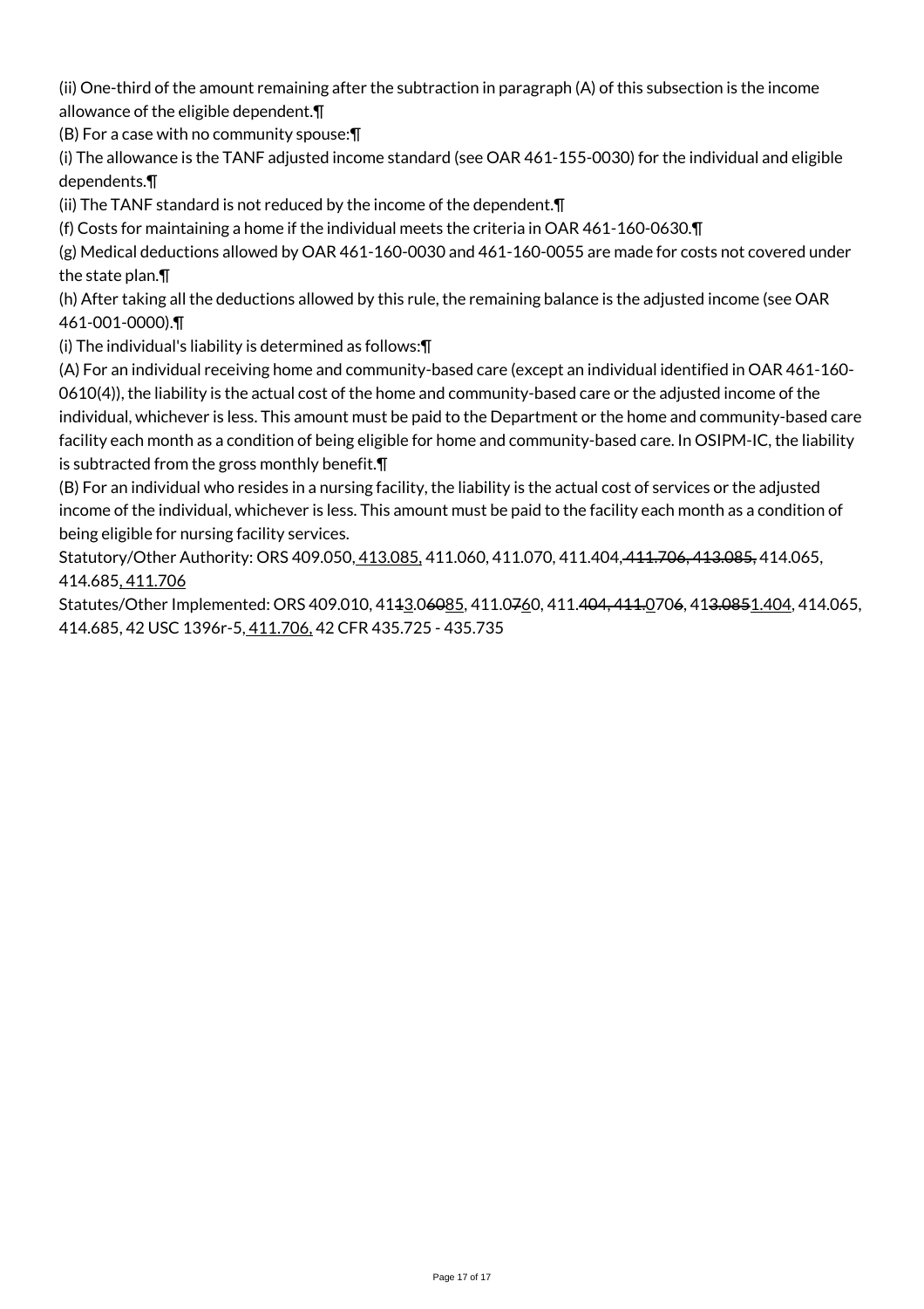(ii) One-third of the amount remaining after the subtraction in paragraph (A) of this subsection is the income allowance of the eligible dependent.¶

(B) For a case with no community spouse:¶

(i) The allowance is the TANF adjusted income standard (see OAR 461-155-0030) for the individual and eligible dependents.¶

(ii) The TANF standard is not reduced by the income of the dependent.¶

(f) Costs for maintaining a home if the individual meets the criteria in OAR 461-160-0630.¶

(g) Medical deductions allowed by OAR 461-160-0030 and 461-160-0055 are made for costs not covered under the state plan.¶

(h) After taking all the deductions allowed by this rule, the remaining balance is the adjusted income (see OAR 461-001-0000).¶

(i) The individual's liability is determined as follows:¶

(A) For an individual receiving home and community-based care (except an individual identified in OAR 461-160-0610(4)), the liability is the actual cost of the home and community-based care or the adjusted income of the individual, whichever is less. This amount must be paid to the Department or the home and community-based care facility each month as a condition of being eligible for home and community-based care. In OSIPM-IC, the liability is subtracted from the gross monthly benefit.¶

(B) For an individual who resides in a nursing facility, the liability is the actual cost of services or the adjusted income of the individual, whichever is less. This amount must be paid to the facility each month as a condition of being eligible for nursing facility services.

Statutory/Other Authority: ORS 409.050<u>, 413.085,</u> 411.060, 411.070, 411.404~~, 411.706, 413.085,~~ 414.065, 414.685<u>, 411.706</u>

Statutes/Other Implemented: ORS 409.010, 41~~1~~<u>3</u>.0~~60~~<u>85</u>, 411.0~~7~~<u>6</u>0, 411.~~404, 411.~~<u>0</u>70~~6~~, 41~~3.085~~<u>1.404</u>, 414.065, 414.685, 42 USC 1396r-5<u>, 411.706,</u> 42 CFR 435.725 - 435.735